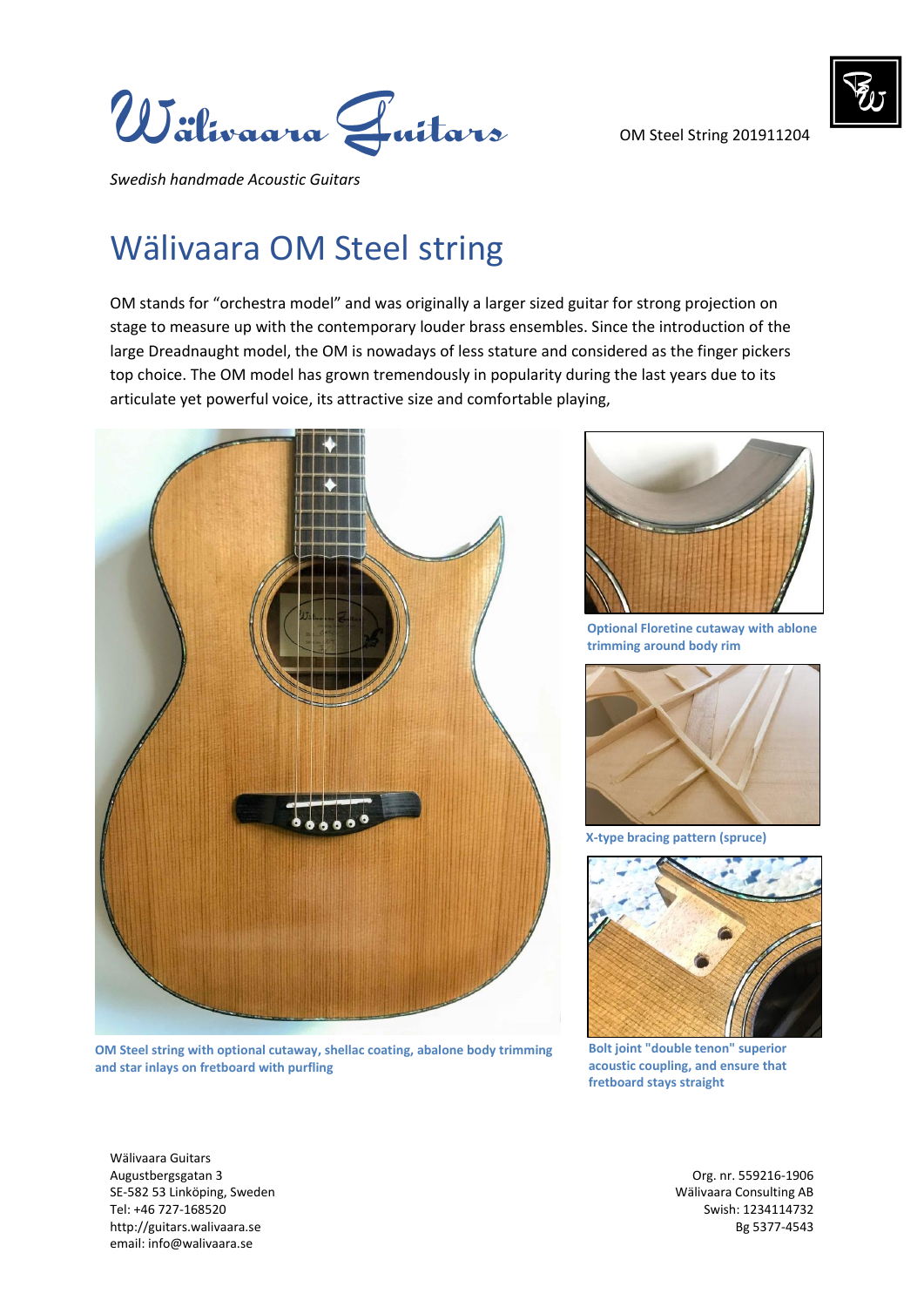Wälivaara Guitars

*Swedish handmade Acoustic Guitars*

OM Steel String 201911204

# Wälivaara OM Steel string

OM stands for "orchestra model" and was originally a larger sized guitar for strong projection on stage to measure up with the contemporary louder brass ensembles. Since the introduction of the large Dreadnaught model, the OM is nowadays of less stature and considered as the finger pickers top choice. The OM model has grown tremendously in popularity during the last years due to its articulate yet powerful voice, its attractive size and comfortable playing,

**OM Steel string with optional cutaway, shellac coating, abalone body trimming and star inlays on fretboard with purfling**

**Optional Floretine cutaway with ablone trimming around body rim**

**X-type bracing pattern (spruce)**

**Bolt joint "double tenon" superior acoustic coupling, and ensure that fretboard stays straight**

Wälivaara Guitars
Augustbergsgatan 3
SE-582 53 Linköping, Sweden
Tel: +46 727-168520
http://guitars.walivaara.se
email: info@walivaara.se

Org. nr. 559216-1906
Wälivaara Consulting AB
Swish: 1234114732
Bg 5377-4543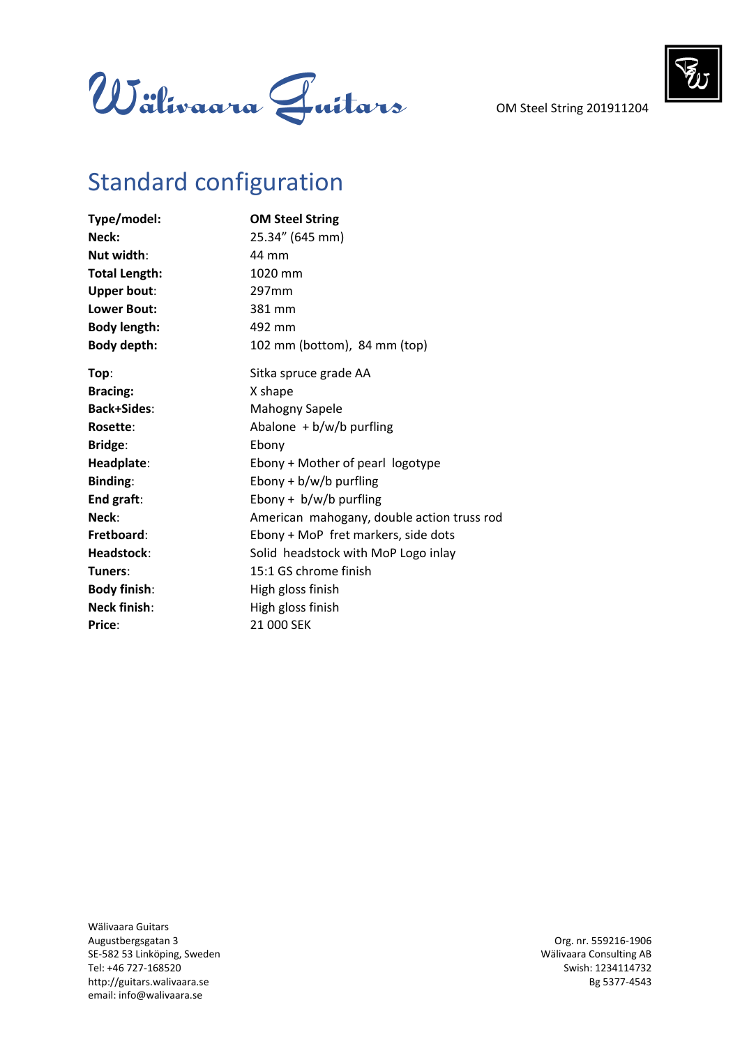Wälivaara Guitars

OM Steel String 201911204

# Standard configuration

| | |
|---|---|
| **Type/model:** | **OM Steel String** |
| **Neck:** | 25.34" (645 mm) |
| **Nut width:** | 44 mm |
| **Total Length:** | 1020 mm |
| **Upper bout:** | 297mm |
| **Lower Bout:** | 381 mm |
| **Body length:** | 492 mm |
| **Body depth:** | 102 mm (bottom), 84 mm (top) |
| **Top:** | Sitka spruce grade AA |
| **Bracing:** | X shape |
| **Back+Sides:** | Mahogny Sapele |
| **Rosette:** | Abalone + b/w/b purfling |
| **Bridge:** | Ebony |
| **Headplate:** | Ebony + Mother of pearl logotype |
| **Binding:** | Ebony + b/w/b purfling |
| **End graft:** | Ebony + b/w/b purfling |
| **Neck:** | American mahogany, double action truss rod |
| **Fretboard:** | Ebony + MoP fret markers, side dots |
| **Headstock:** | Solid headstock with MoP Logo inlay |
| **Tuners:** | 15:1 GS chrome finish |
| **Body finish:** | High gloss finish |
| **Neck finish:** | High gloss finish |
| **Price:** | 21 000 SEK |

Wälivaara Guitars
Augustbergsgatan 3
SE-582 53 Linköping, Sweden
Tel: +46 727-168520
http://guitars.walivaara.se
email: info@walivaara.se

Org. nr. 559216-1906
Wälivaara Consulting AB
Swish: 1234114732
Bg 5377-4543